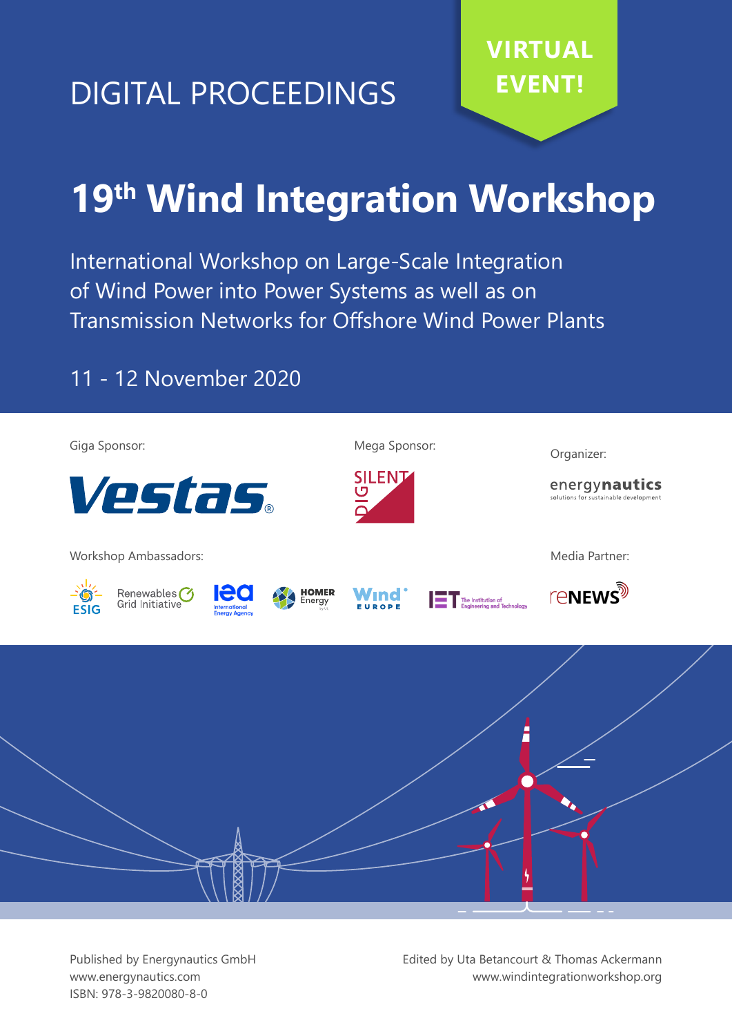DIGITAL PROCEEDINGS

**VIRTUAL EVENT!**

# 19th Wind Integration Workshop

International Workshop on Large-Scale Integration of Wind Power into Power Systems as well as on Transmission Networks for Offshore Wind Power Plants

11 - 12 November 2020

Giga Sponsor:

Vestas

Mega Sponsor:

SILENT DIG

Organizer:

energynautics
solutions for sustainable development

Workshop Ambassadors:

ESIG

Renewables Grid Initiative

iea International Energy Agency

HOMER Energy

Wind Europe

IET The Institution of Engineering and Technology

Media Partner:

reNEWS

Published by Energynautics GmbH
www.energynautics.com
ISBN: 978-3-9820080-8-0

Edited by Uta Betancourt & Thomas Ackermann
www.windintegrationworkshop.org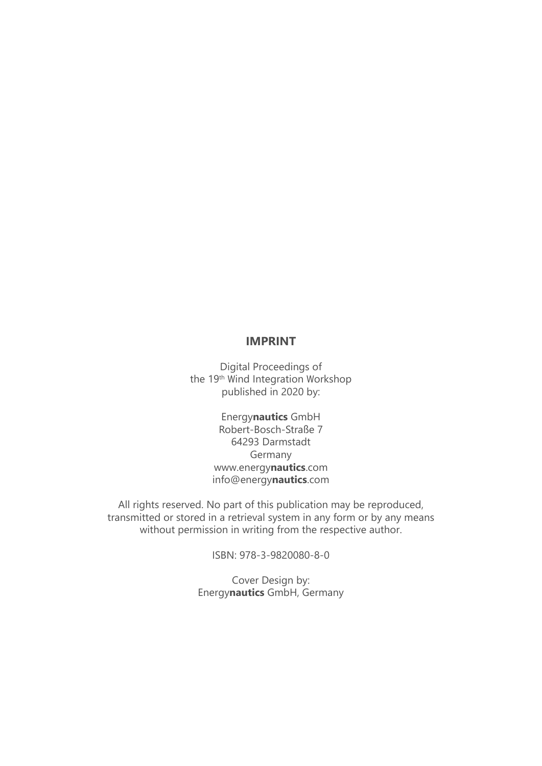## IMPRINT

Digital Proceedings of
the 19th Wind Integration Workshop
published in 2020 by:

Energy**nautics** GmbH
Robert-Bosch-Straße 7
64293 Darmstadt
Germany
www.energy**nautics**.com
info@energy**nautics**.com

All rights reserved. No part of this publication may be reproduced, transmitted or stored in a retrieval system in any form or by any means without permission in writing from the respective author.

ISBN: 978-3-9820080-8-0

Cover Design by:
Energy**nautics** GmbH, Germany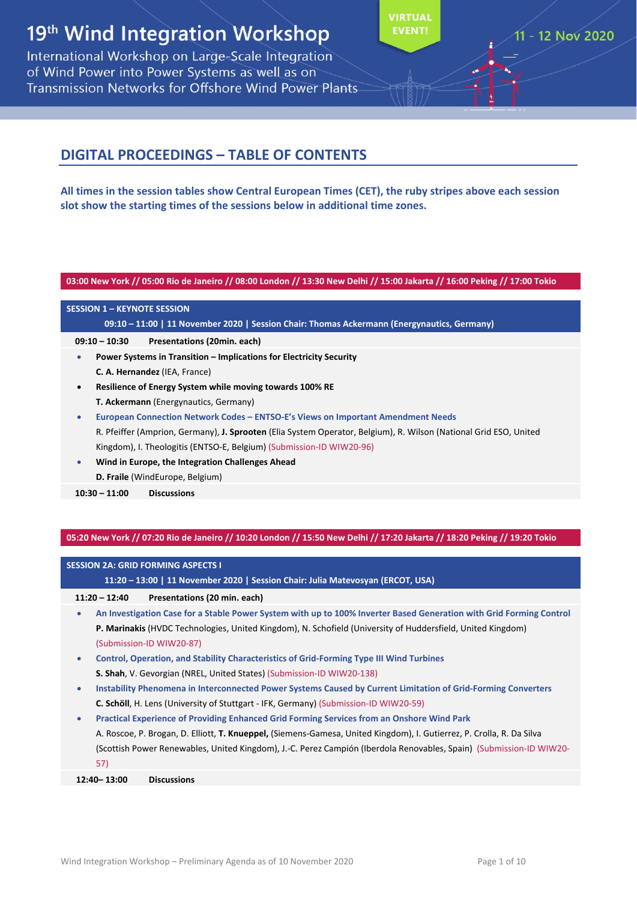# 19th Wind Integration Workshop

International Workshop on Large-Scale Integration of Wind Power into Power Systems as well as on Transmission Networks for Offshore Wind Power Plants

VIRTUAL EVENT!

11 - 12 Nov 2020

## DIGITAL PROCEEDINGS – TABLE OF CONTENTS

**All times in the session tables show Central European Times (CET), the ruby stripes above each session slot show the starting times of the sessions below in additional time zones.**

**03:00 New York // 05:00 Rio de Janeiro // 08:00 London // 13:30 New Delhi // 15:00 Jakarta // 16:00 Peking // 17:00 Tokio**

**SESSION 1 – KEYNOTE SESSION**
**09:10 – 11:00 | 11 November 2020 | Session Chair: Thomas Ackermann (Energynautics, Germany)**

**09:10 – 10:30 Presentations (20min. each)**

- **Power Systems in Transition – Implications for Electricity Security**
  **C. A. Hernandez** (IEA, France)
- **Resilience of Energy System while moving towards 100% RE**
  **T. Ackermann** (Energynautics, Germany)
- **European Connection Network Codes – ENTSO-E's Views on Important Amendment Needs**
  R. Pfeiffer (Amprion, Germany), **J. Sprooten** (Elia System Operator, Belgium), R. Wilson (National Grid ESO, United Kingdom), I. Theologitis (ENTSO-E, Belgium) (Submission-ID WIW20-96)
- **Wind in Europe, the Integration Challenges Ahead**
  **D. Fraile** (WindEurope, Belgium)

**10:30 – 11:00 Discussions**

**05:20 New York // 07:20 Rio de Janeiro // 10:20 London // 15:50 New Delhi // 17:20 Jakarta // 18:20 Peking // 19:20 Tokio**

**SESSION 2A: GRID FORMING ASPECTS I**
**11:20 – 13:00 | 11 November 2020 | Session Chair: Julia Matevosyan (ERCOT, USA)**

**11:20 – 12:40 Presentations (20 min. each)**

- **An Investigation Case for a Stable Power System with up to 100% Inverter Based Generation with Grid Forming Control**
  **P. Marinakis** (HVDC Technologies, United Kingdom), N. Schofield (University of Huddersfield, United Kingdom) (Submission-ID WIW20-87)
- **Control, Operation, and Stability Characteristics of Grid-Forming Type III Wind Turbines**
  **S. Shah**, V. Gevorgian (NREL, United States) (Submission-ID WIW20-138)
- **Instability Phenomena in Interconnected Power Systems Caused by Current Limitation of Grid-Forming Converters**
  **C. Schöll**, H. Lens (University of Stuttgart - IFK, Germany) (Submission-ID WIW20-59)
- **Practical Experience of Providing Enhanced Grid Forming Services from an Onshore Wind Park**
  A. Roscoe, P. Brogan, D. Elliott, **T. Knueppel**, (Siemens-Gamesa, United Kingdom), I. Gutierrez, P. Crolla, R. Da Silva (Scottish Power Renewables, United Kingdom), J.-C. Perez Campión (Iberdola Renovables, Spain) (Submission-ID WIW20-57)

**12:40– 13:00 Discussions**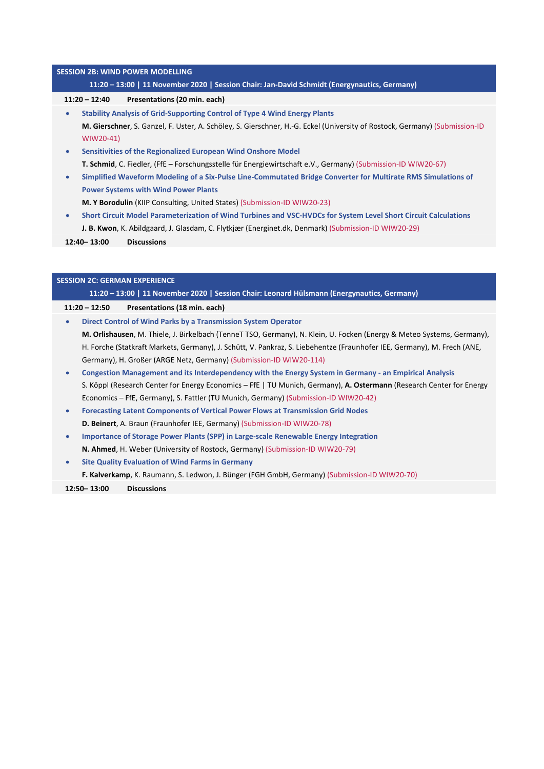## SESSION 2B: WIND POWER MODELLING

**11:20 – 13:00 | 11 November 2020 | Session Chair: Jan-David Schmidt (Energynautics, Germany)**

**11:20 – 12:40 Presentations (20 min. each)**

- **Stability Analysis of Grid-Supporting Control of Type 4 Wind Energy Plants**
  **M. Gierschner**, S. Ganzel, F. Uster, A. Schöley, S. Gierschner, H.-G. Eckel (University of Rostock, Germany) (Submission-ID WIW20-41)
- **Sensitivities of the Regionalized European Wind Onshore Model**
  **T. Schmid**, C. Fiedler, (FfE – Forschungsstelle für Energiewirtschaft e.V., Germany) (Submission-ID WIW20-67)
- **Simplified Waveform Modeling of a Six-Pulse Line-Commutated Bridge Converter for Multirate RMS Simulations of Power Systems with Wind Power Plants**
  **M. Y Borodulin** (KIIP Consulting, United States) (Submission-ID WIW20-23)
- **Short Circuit Model Parameterization of Wind Turbines and VSC-HVDCs for System Level Short Circuit Calculations**
  **J. B. Kwon**, K. Abildgaard, J. Glasdam, C. Flytkjær (Energinet.dk, Denmark) (Submission-ID WIW20-29)

**12:40– 13:00 Discussions**

## SESSION 2C: GERMAN EXPERIENCE

**11:20 – 13:00 | 11 November 2020 | Session Chair: Leonard Hülsmann (Energynautics, Germany)**

**11:20 – 12:50 Presentations (18 min. each)**

- **Direct Control of Wind Parks by a Transmission System Operator**
  **M. Orlishausen**, M. Thiele, J. Birkelbach (TenneT TSO, Germany), N. Klein, U. Focken (Energy & Meteo Systems, Germany), H. Forche (Statkraft Markets, Germany), J. Schütt, V. Pankraz, S. Liebehentze (Fraunhofer IEE, Germany), M. Frech (ANE, Germany), H. Großer (ARGE Netz, Germany) (Submission-ID WIW20-114)
- **Congestion Management and its Interdependency with the Energy System in Germany - an Empirical Analysis**
  S. Köppl (Research Center for Energy Economics – FfE | TU Munich, Germany), **A. Ostermann** (Research Center for Energy Economics – FfE, Germany), S. Fattler (TU Munich, Germany) (Submission-ID WIW20-42)
- **Forecasting Latent Components of Vertical Power Flows at Transmission Grid Nodes**
  **D. Beinert**, A. Braun (Fraunhofer IEE, Germany) (Submission-ID WIW20-78)
- **Importance of Storage Power Plants (SPP) in Large-scale Renewable Energy Integration**
  **N. Ahmed**, H. Weber (University of Rostock, Germany) (Submission-ID WIW20-79)
- **Site Quality Evaluation of Wind Farms in Germany**
  **F. Kalverkamp**, K. Raumann, S. Ledwon, J. Bünger (FGH GmbH, Germany) (Submission-ID WIW20-70)

**12:50– 13:00 Discussions**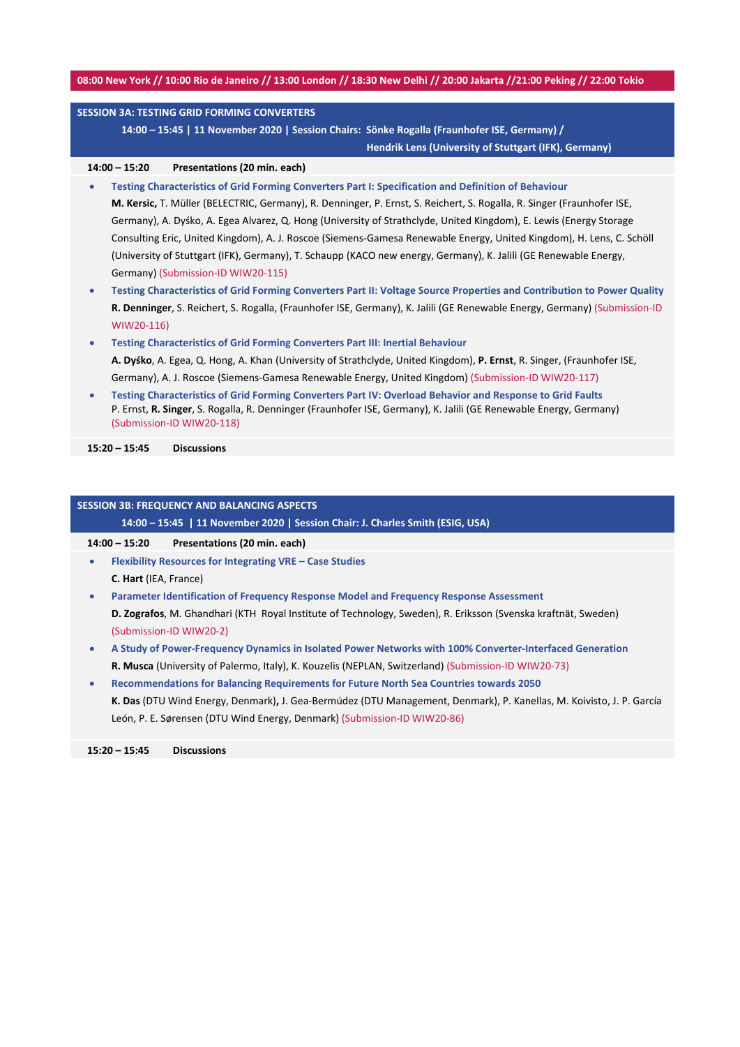**08:00 New York // 10:00 Rio de Janeiro // 13:00 London // 18:30 New Delhi // 20:00 Jakarta //21:00 Peking // 22:00 Tokio**

## SESSION 3A: TESTING GRID FORMING CONVERTERS

**14:00 – 15:45 | 11 November 2020 | Session Chairs: Sönke Rogalla (Fraunhofer ISE, Germany) / Hendrik Lens (University of Stuttgart (IFK), Germany)**

**14:00 – 15:20 Presentations (20 min. each)**

- **Testing Characteristics of Grid Forming Converters Part I: Specification and Definition of Behaviour**
  **M. Kersic,** T. Müller (BELECTRIC, Germany), R. Denninger, P. Ernst, S. Reichert, S. Rogalla, R. Singer (Fraunhofer ISE, Germany), A. Dyśko, A. Egea Alvarez, Q. Hong (University of Strathclyde, United Kingdom), E. Lewis (Energy Storage Consulting Eric, United Kingdom), A. J. Roscoe (Siemens-Gamesa Renewable Energy, United Kingdom), H. Lens, C. Schöll (University of Stuttgart (IFK), Germany), T. Schaupp (KACO new energy, Germany), K. Jalili (GE Renewable Energy, Germany) (Submission-ID WIW20-115)
- **Testing Characteristics of Grid Forming Converters Part II: Voltage Source Properties and Contribution to Power Quality**
  **R. Denninger**, S. Reichert, S. Rogalla, (Fraunhofer ISE, Germany), K. Jalili (GE Renewable Energy, Germany) (Submission-ID WIW20-116)
- **Testing Characteristics of Grid Forming Converters Part III: Inertial Behaviour**
  **A. Dyśko**, A. Egea, Q. Hong, A. Khan (University of Strathclyde, United Kingdom), **P. Ernst**, R. Singer, (Fraunhofer ISE, Germany), A. J. Roscoe (Siemens-Gamesa Renewable Energy, United Kingdom) (Submission-ID WIW20-117)
- **Testing Characteristics of Grid Forming Converters Part IV: Overload Behavior and Response to Grid Faults**
  P. Ernst, **R. Singer**, S. Rogalla, R. Denninger (Fraunhofer ISE, Germany), K. Jalili (GE Renewable Energy, Germany) (Submission-ID WIW20-118)

**15:20 – 15:45 Discussions**

## SESSION 3B: FREQUENCY AND BALANCING ASPECTS

**14:00 – 15:45 | 11 November 2020 | Session Chair: J. Charles Smith (ESIG, USA)**

**14:00 – 15:20 Presentations (20 min. each)**

- **Flexibility Resources for Integrating VRE – Case Studies**
  **C. Hart** (IEA, France)
- **Parameter Identification of Frequency Response Model and Frequency Response Assessment**
  **D. Zografos**, M. Ghandhari (KTH Royal Institute of Technology, Sweden), R. Eriksson (Svenska kraftnät, Sweden) (Submission-ID WIW20-2)
- **A Study of Power-Frequency Dynamics in Isolated Power Networks with 100% Converter-Interfaced Generation**
  **R. Musca** (University of Palermo, Italy), K. Kouzelis (NEPLAN, Switzerland) (Submission-ID WIW20-73)
- **Recommendations for Balancing Requirements for Future North Sea Countries towards 2050**
  **K. Das** (DTU Wind Energy, Denmark)**,** J. Gea-Bermúdez (DTU Management, Denmark), P. Kanellas, M. Koivisto, J. P. García León, P. E. Sørensen (DTU Wind Energy, Denmark) (Submission-ID WIW20-86)

**15:20 – 15:45 Discussions**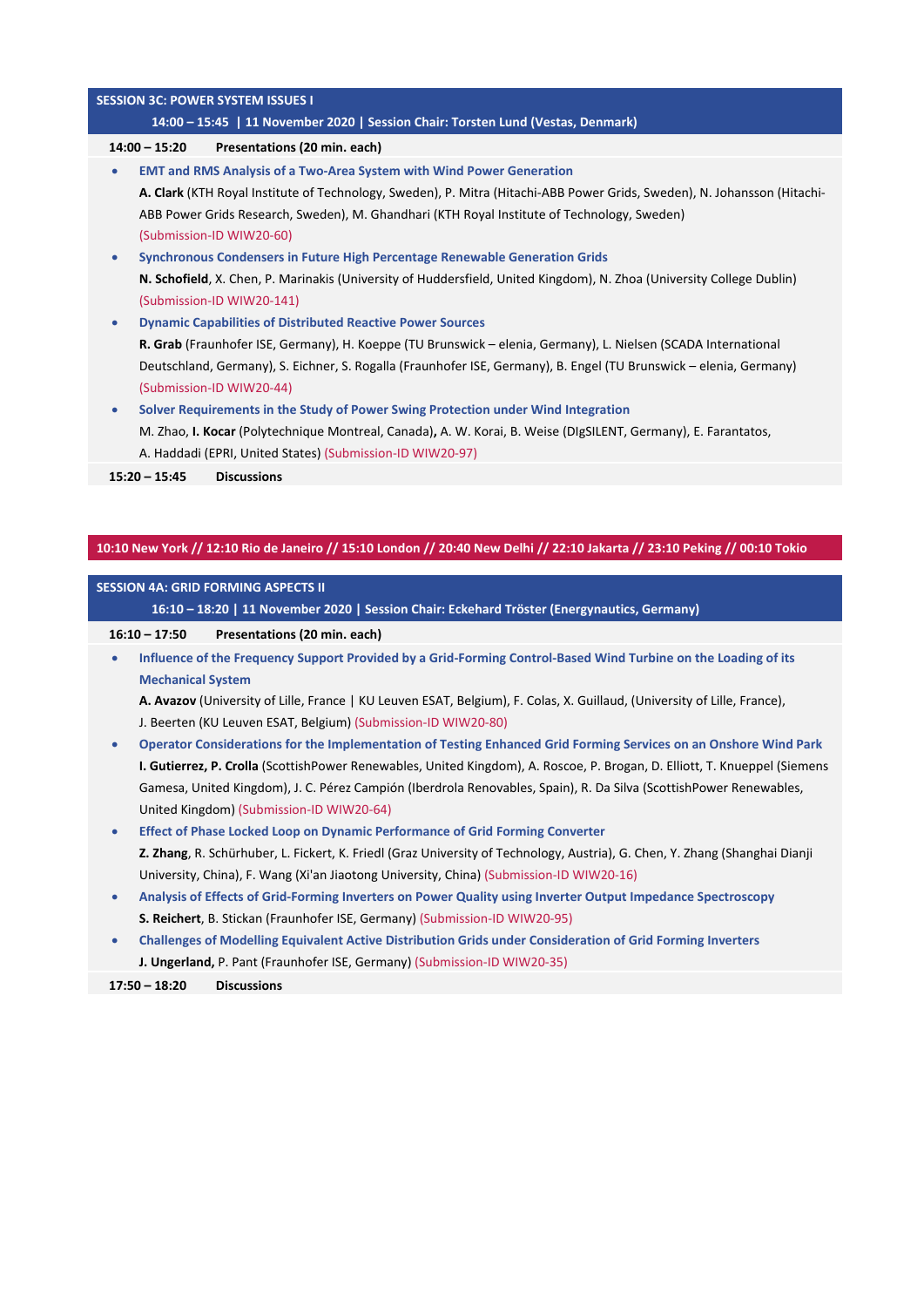## SESSION 3C: POWER SYSTEM ISSUES I

**14:00 – 15:45 | 11 November 2020 | Session Chair: Torsten Lund (Vestas, Denmark)**

**14:00 – 15:20 Presentations (20 min. each)**

- **EMT and RMS Analysis of a Two-Area System with Wind Power Generation**
  **A. Clark** (KTH Royal Institute of Technology, Sweden), P. Mitra (Hitachi-ABB Power Grids, Sweden), N. Johansson (Hitachi-ABB Power Grids Research, Sweden), M. Ghandhari (KTH Royal Institute of Technology, Sweden)
  (Submission-ID WIW20-60)
- **Synchronous Condensers in Future High Percentage Renewable Generation Grids**
  **N. Schofield**, X. Chen, P. Marinakis (University of Huddersfield, United Kingdom), N. Zhoa (University College Dublin)
  (Submission-ID WIW20-141)
- **Dynamic Capabilities of Distributed Reactive Power Sources**
  **R. Grab** (Fraunhofer ISE, Germany), H. Koeppe (TU Brunswick – elenia, Germany), L. Nielsen (SCADA International Deutschland, Germany), S. Eichner, S. Rogalla (Fraunhofer ISE, Germany), B. Engel (TU Brunswick – elenia, Germany)
  (Submission-ID WIW20-44)
- **Solver Requirements in the Study of Power Swing Protection under Wind Integration**
  M. Zhao, **I. Kocar** (Polytechnique Montreal, Canada)**,** A. W. Korai, B. Weise (DIgSILENT, Germany), E. Farantatos, A. Haddadi (EPRI, United States) (Submission-ID WIW20-97)

**15:20 – 15:45 Discussions**

**10:10 New York // 12:10 Rio de Janeiro // 15:10 London // 20:40 New Delhi // 22:10 Jakarta // 23:10 Peking // 00:10 Tokio**

## SESSION 4A: GRID FORMING ASPECTS II

**16:10 – 18:20 | 11 November 2020 | Session Chair: Eckehard Tröster (Energynautics, Germany)**

**16:10 – 17:50 Presentations (20 min. each)**

- **Influence of the Frequency Support Provided by a Grid-Forming Control-Based Wind Turbine on the Loading of its Mechanical System**
  **A. Avazov** (University of Lille, France | KU Leuven ESAT, Belgium), F. Colas, X. Guillaud, (University of Lille, France), J. Beerten (KU Leuven ESAT, Belgium) (Submission-ID WIW20-80)
- **Operator Considerations for the Implementation of Testing Enhanced Grid Forming Services on an Onshore Wind Park**
  **I. Gutierrez, P. Crolla** (ScottishPower Renewables, United Kingdom), A. Roscoe, P. Brogan, D. Elliott, T. Knueppel (Siemens Gamesa, United Kingdom), J. C. Pérez Campión (Iberdrola Renovables, Spain), R. Da Silva (ScottishPower Renewables, United Kingdom) (Submission-ID WIW20-64)
- **Effect of Phase Locked Loop on Dynamic Performance of Grid Forming Converter**
  **Z. Zhang**, R. Schürhuber, L. Fickert, K. Friedl (Graz University of Technology, Austria), G. Chen, Y. Zhang (Shanghai Dianji University, China), F. Wang (Xi'an Jiaotong University, China) (Submission-ID WIW20-16)
- **Analysis of Effects of Grid-Forming Inverters on Power Quality using Inverter Output Impedance Spectroscopy**
  **S. Reichert**, B. Stickan (Fraunhofer ISE, Germany) (Submission-ID WIW20-95)
- **Challenges of Modelling Equivalent Active Distribution Grids under Consideration of Grid Forming Inverters**
  **J. Ungerland,** P. Pant (Fraunhofer ISE, Germany) (Submission-ID WIW20-35)

**17:50 – 18:20 Discussions**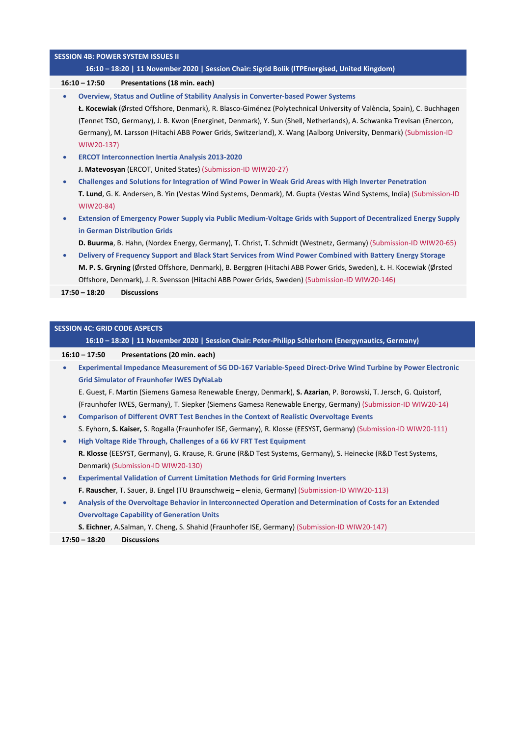## SESSION 4B: POWER SYSTEM ISSUES II

**16:10 – 18:20 | 11 November 2020 | Session Chair: Sigrid Bolik (ITPEnergised, United Kingdom)**

**16:10 – 17:50 Presentations (18 min. each)**

- **Overview, Status and Outline of Stability Analysis in Converter-based Power Systems**
  **Ł. Kocewiak** (Ørsted Offshore, Denmark), R. Blasco-Giménez (Polytechnical University of València, Spain), C. Buchhagen (Tennet TSO, Germany), J. B. Kwon (Energinet, Denmark), Y. Sun (Shell, Netherlands), A. Schwanka Trevisan (Enercon, Germany), M. Larsson (Hitachi ABB Power Grids, Switzerland), X. Wang (Aalborg University, Denmark) (Submission-ID WIW20-137)
- **ERCOT Interconnection Inertia Analysis 2013-2020**
  **J. Matevosyan** (ERCOT, United States) (Submission-ID WIW20-27)
- **Challenges and Solutions for Integration of Wind Power in Weak Grid Areas with High Inverter Penetration**
  **T. Lund**, G. K. Andersen, B. Yin (Vestas Wind Systems, Denmark), M. Gupta (Vestas Wind Systems, India) (Submission-ID WIW20-84)
- **Extension of Emergency Power Supply via Public Medium-Voltage Grids with Support of Decentralized Energy Supply in German Distribution Grids**
  **D. Buurma**, B. Hahn, (Nordex Energy, Germany), T. Christ, T. Schmidt (Westnetz, Germany) (Submission-ID WIW20-65)
- **Delivery of Frequency Support and Black Start Services from Wind Power Combined with Battery Energy Storage**
  **M. P. S. Gryning** (Ørsted Offshore, Denmark), B. Berggren (Hitachi ABB Power Grids, Sweden), Ł. H. Kocewiak (Ørsted Offshore, Denmark), J. R. Svensson (Hitachi ABB Power Grids, Sweden) (Submission-ID WIW20-146)

**17:50 – 18:20 Discussions**

## SESSION 4C: GRID CODE ASPECTS

**16:10 – 18:20 | 11 November 2020 | Session Chair: Peter-Philipp Schierhorn (Energynautics, Germany)**

**16:10 – 17:50 Presentations (20 min. each)**

- **Experimental Impedance Measurement of SG DD-167 Variable-Speed Direct-Drive Wind Turbine by Power Electronic Grid Simulator of Fraunhofer IWES DyNaLab**
  E. Guest, F. Martin (Siemens Gamesa Renewable Energy, Denmark), **S. Azarian**, P. Borowski, T. Jersch, G. Quistorf, (Fraunhofer IWES, Germany), T. Siepker (Siemens Gamesa Renewable Energy, Germany) (Submission-ID WIW20-14)
- **Comparison of Different OVRT Test Benches in the Context of Realistic Overvoltage Events**
  S. Eyhorn, **S. Kaiser,** S. Rogalla (Fraunhofer ISE, Germany), R. Klosse (EESYST, Germany) (Submission-ID WIW20-111)
- **High Voltage Ride Through, Challenges of a 66 kV FRT Test Equipment**
  **R. Klosse** (EESYST, Germany), G. Krause, R. Grune (R&D Test Systems, Germany), S. Heinecke (R&D Test Systems, Denmark) (Submission-ID WIW20-130)
- **Experimental Validation of Current Limitation Methods for Grid Forming Inverters**
  **F. Rauscher**, T. Sauer, B. Engel (TU Braunschweig – elenia, Germany) (Submission-ID WIW20-113)
- **Analysis of the Overvoltage Behavior in Interconnected Operation and Determination of Costs for an Extended Overvoltage Capability of Generation Units**
  **S. Eichner**, A.Salman, Y. Cheng, S. Shahid (Fraunhofer ISE, Germany) (Submission-ID WIW20-147)

**17:50 – 18:20 Discussions**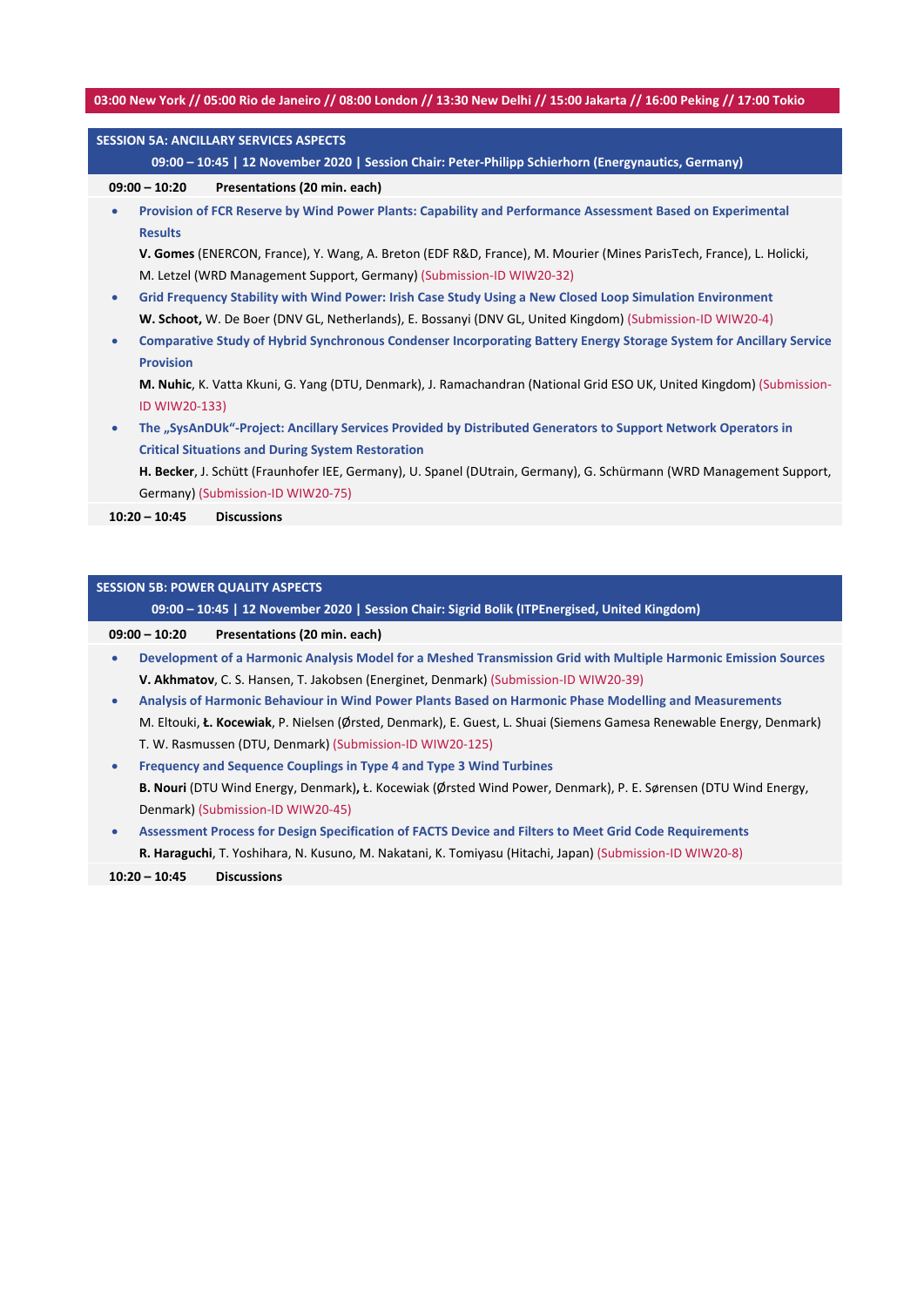**03:00 New York // 05:00 Rio de Janeiro // 08:00 London // 13:30 New Delhi // 15:00 Jakarta // 16:00 Peking // 17:00 Tokio**

## SESSION 5A: ANCILLARY SERVICES ASPECTS

**09:00 – 10:45 | 12 November 2020 | Session Chair: Peter-Philipp Schierhorn (Energynautics, Germany)**

**09:00 – 10:20 Presentations (20 min. each)**

- **Provision of FCR Reserve by Wind Power Plants: Capability and Performance Assessment Based on Experimental Results**
  **V. Gomes** (ENERCON, France), Y. Wang, A. Breton (EDF R&D, France), M. Mourier (Mines ParisTech, France), L. Holicki, M. Letzel (WRD Management Support, Germany) (Submission-ID WIW20-32)
- **Grid Frequency Stability with Wind Power: Irish Case Study Using a New Closed Loop Simulation Environment**
  **W. Schoot,** W. De Boer (DNV GL, Netherlands), E. Bossanyi (DNV GL, United Kingdom) (Submission-ID WIW20-4)
- **Comparative Study of Hybrid Synchronous Condenser Incorporating Battery Energy Storage System for Ancillary Service Provision**
  **M. Nuhic**, K. Vatta Kkuni, G. Yang (DTU, Denmark), J. Ramachandran (National Grid ESO UK, United Kingdom) (Submission-ID WIW20-133)
- **The „SysAnDUk"-Project: Ancillary Services Provided by Distributed Generators to Support Network Operators in Critical Situations and During System Restoration**
  **H. Becker**, J. Schütt (Fraunhofer IEE, Germany), U. Spanel (DUtrain, Germany), G. Schürmann (WRD Management Support, Germany) (Submission-ID WIW20-75)

**10:20 – 10:45 Discussions**

## SESSION 5B: POWER QUALITY ASPECTS

**09:00 – 10:45 | 12 November 2020 | Session Chair: Sigrid Bolik (ITPEnergised, United Kingdom)**

**09:00 – 10:20 Presentations (20 min. each)**

- **Development of a Harmonic Analysis Model for a Meshed Transmission Grid with Multiple Harmonic Emission Sources**
  **V. Akhmatov**, C. S. Hansen, T. Jakobsen (Energinet, Denmark) (Submission-ID WIW20-39)
- **Analysis of Harmonic Behaviour in Wind Power Plants Based on Harmonic Phase Modelling and Measurements**
  M. Eltouki, **Ł. Kocewiak**, P. Nielsen (Ørsted, Denmark), E. Guest, L. Shuai (Siemens Gamesa Renewable Energy, Denmark) T. W. Rasmussen (DTU, Denmark) (Submission-ID WIW20-125)
- **Frequency and Sequence Couplings in Type 4 and Type 3 Wind Turbines**
  **B. Nouri** (DTU Wind Energy, Denmark)**,** Ł. Kocewiak (Ørsted Wind Power, Denmark), P. E. Sørensen (DTU Wind Energy, Denmark) (Submission-ID WIW20-45)
- **Assessment Process for Design Specification of FACTS Device and Filters to Meet Grid Code Requirements**
  **R. Haraguchi**, T. Yoshihara, N. Kusuno, M. Nakatani, K. Tomiyasu (Hitachi, Japan) (Submission-ID WIW20-8)

**10:20 – 10:45 Discussions**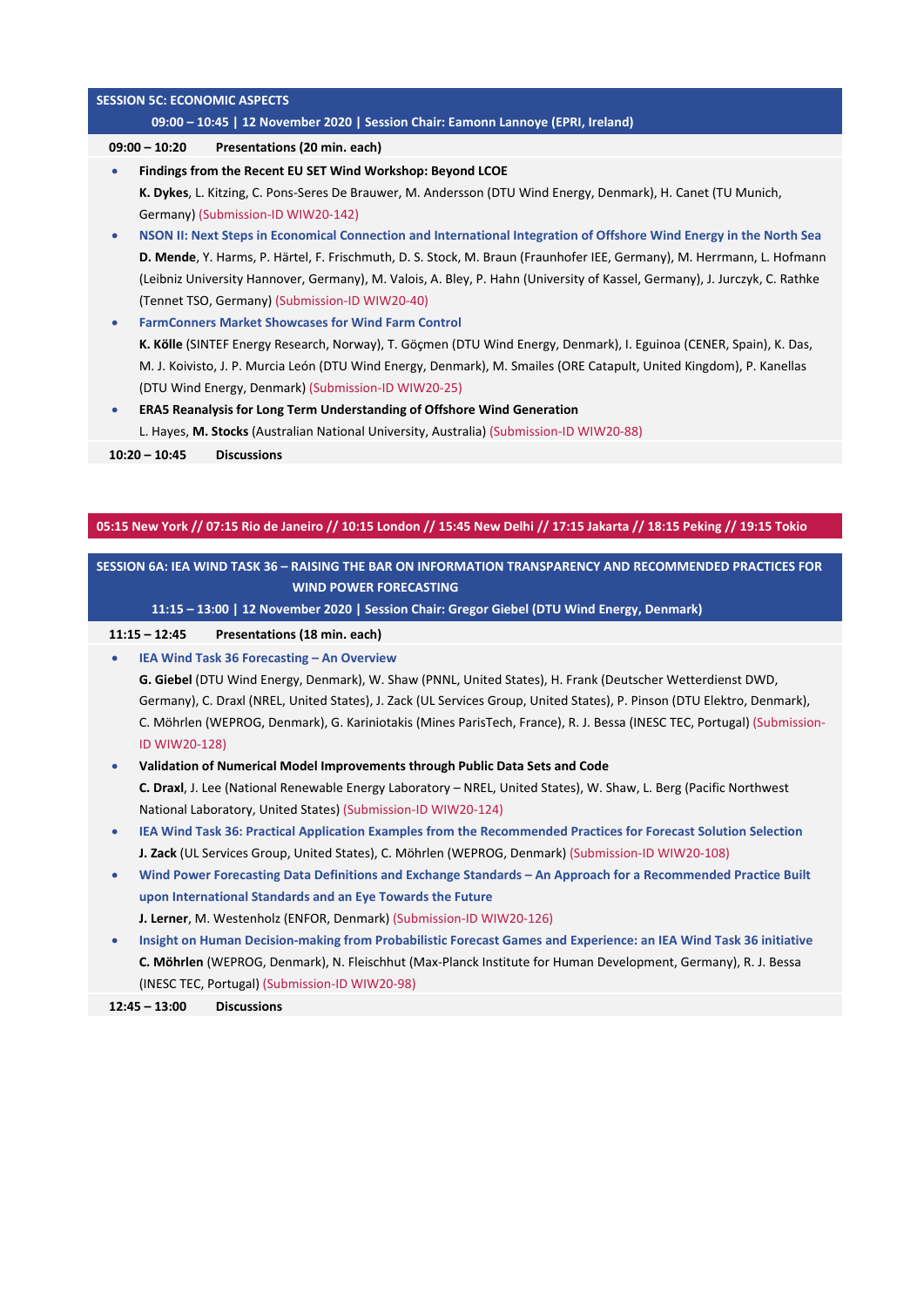## SESSION 5C: ECONOMIC ASPECTS

**09:00 – 10:45 | 12 November 2020 | Session Chair: Eamonn Lannoye (EPRI, Ireland)**

**09:00 – 10:20 Presentations (20 min. each)**

- **Findings from the Recent EU SET Wind Workshop: Beyond LCOE**
  **K. Dykes**, L. Kitzing, C. Pons-Seres De Brauwer, M. Andersson (DTU Wind Energy, Denmark), H. Canet (TU Munich, Germany) (Submission-ID WIW20-142)
- **NSON II: Next Steps in Economical Connection and International Integration of Offshore Wind Energy in the North Sea**
  **D. Mende**, Y. Harms, P. Härtel, F. Frischmuth, D. S. Stock, M. Braun (Fraunhofer IEE, Germany), M. Herrmann, L. Hofmann (Leibniz University Hannover, Germany), M. Valois, A. Bley, P. Hahn (University of Kassel, Germany), J. Jurczyk, C. Rathke (Tennet TSO, Germany) (Submission-ID WIW20-40)
- **FarmConners Market Showcases for Wind Farm Control**
  **K. Kölle** (SINTEF Energy Research, Norway), T. Göçmen (DTU Wind Energy, Denmark), I. Eguinoa (CENER, Spain), K. Das, M. J. Koivisto, J. P. Murcia León (DTU Wind Energy, Denmark), M. Smailes (ORE Catapult, United Kingdom), P. Kanellas (DTU Wind Energy, Denmark) (Submission-ID WIW20-25)
- **ERA5 Reanalysis for Long Term Understanding of Offshore Wind Generation**
  L. Hayes, **M. Stocks** (Australian National University, Australia) (Submission-ID WIW20-88)

**10:20 – 10:45 Discussions**

**05:15 New York // 07:15 Rio de Janeiro // 10:15 London // 15:45 New Delhi // 17:15 Jakarta // 18:15 Peking // 19:15 Tokio**

## SESSION 6A: IEA WIND TASK 36 – RAISING THE BAR ON INFORMATION TRANSPARENCY AND RECOMMENDED PRACTICES FOR WIND POWER FORECASTING

**11:15 – 13:00 | 12 November 2020 | Session Chair: Gregor Giebel (DTU Wind Energy, Denmark)**

**11:15 – 12:45 Presentations (18 min. each)**

- **IEA Wind Task 36 Forecasting – An Overview**
  **G. Giebel** (DTU Wind Energy, Denmark), W. Shaw (PNNL, United States), H. Frank (Deutscher Wetterdienst DWD, Germany), C. Draxl (NREL, United States), J. Zack (UL Services Group, United States), P. Pinson (DTU Elektro, Denmark), C. Möhrlen (WEPROG, Denmark), G. Kariniotakis (Mines ParisTech, France), R. J. Bessa (INESC TEC, Portugal) (Submission-ID WIW20-128)
- **Validation of Numerical Model Improvements through Public Data Sets and Code**
  **C. Draxl**, J. Lee (National Renewable Energy Laboratory – NREL, United States), W. Shaw, L. Berg (Pacific Northwest National Laboratory, United States) (Submission-ID WIW20-124)
- **IEA Wind Task 36: Practical Application Examples from the Recommended Practices for Forecast Solution Selection**
  **J. Zack** (UL Services Group, United States), C. Möhrlen (WEPROG, Denmark) (Submission-ID WIW20-108)
- **Wind Power Forecasting Data Definitions and Exchange Standards – An Approach for a Recommended Practice Built upon International Standards and an Eye Towards the Future**
  **J. Lerner**, M. Westenholz (ENFOR, Denmark) (Submission-ID WIW20-126)
- **Insight on Human Decision-making from Probabilistic Forecast Games and Experience: an IEA Wind Task 36 initiative**
  **C. Möhrlen** (WEPROG, Denmark), N. Fleischhut (Max-Planck Institute for Human Development, Germany), R. J. Bessa (INESC TEC, Portugal) (Submission-ID WIW20-98)

**12:45 – 13:00 Discussions**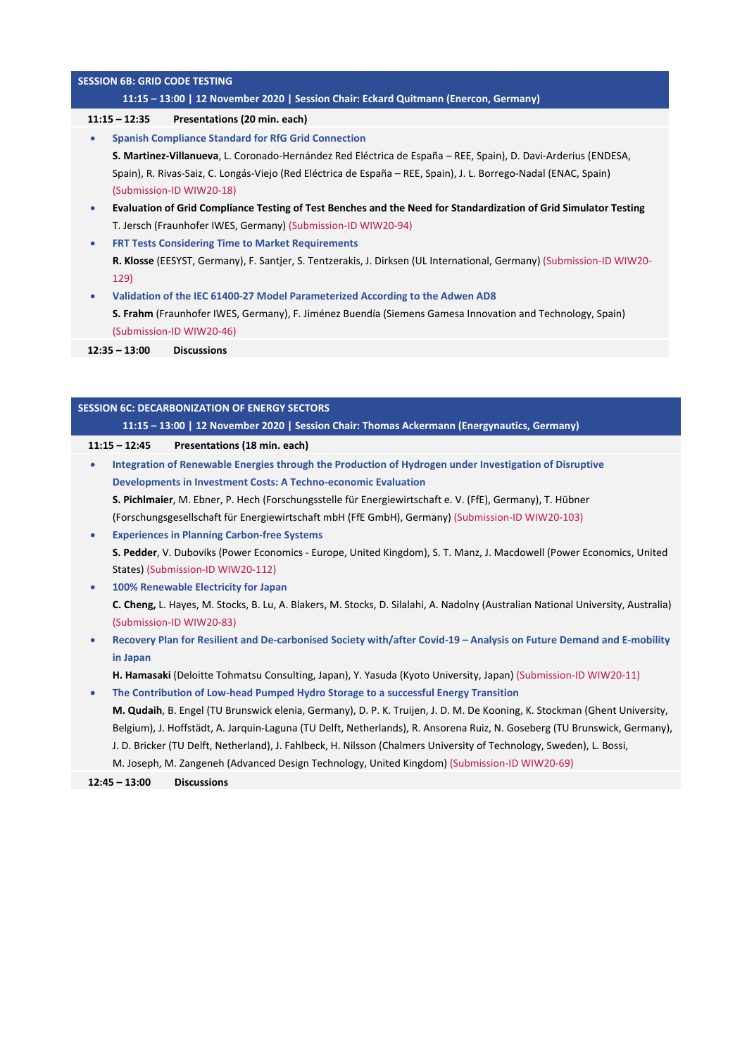## SESSION 6B: GRID CODE TESTING

**11:15 – 13:00 | 12 November 2020 | Session Chair: Eckard Quitmann (Enercon, Germany)**

**11:15 – 12:35 Presentations (20 min. each)**

- **Spanish Compliance Standard for RfG Grid Connection**
  **S. Martinez-Villanueva**, L. Coronado-Hernández Red Eléctrica de España – REE, Spain), D. Davi-Arderius (ENDESA, Spain), R. Rivas-Saiz, C. Longás-Viejo (Red Eléctrica de España – REE, Spain), J. L. Borrego-Nadal (ENAC, Spain) (Submission-ID WIW20-18)
- **Evaluation of Grid Compliance Testing of Test Benches and the Need for Standardization of Grid Simulator Testing**
  T. Jersch (Fraunhofer IWES, Germany) (Submission-ID WIW20-94)
- **FRT Tests Considering Time to Market Requirements**
  **R. Klosse** (EESYST, Germany), F. Santjer, S. Tentzerakis, J. Dirksen (UL International, Germany) (Submission-ID WIW20-129)
- **Validation of the IEC 61400-27 Model Parameterized According to the Adwen AD8**
  **S. Frahm** (Fraunhofer IWES, Germany), F. Jiménez Buendía (Siemens Gamesa Innovation and Technology, Spain) (Submission-ID WIW20-46)

**12:35 – 13:00 Discussions**

## SESSION 6C: DECARBONIZATION OF ENERGY SECTORS

**11:15 – 13:00 | 12 November 2020 | Session Chair: Thomas Ackermann (Energynautics, Germany)**

**11:15 – 12:45 Presentations (18 min. each)**

- **Integration of Renewable Energies through the Production of Hydrogen under Investigation of Disruptive Developments in Investment Costs: A Techno-economic Evaluation**
  **S. Pichlmaier**, M. Ebner, P. Hech (Forschungsstelle für Energiewirtschaft e. V. (FfE), Germany), T. Hübner (Forschungsgesellschaft für Energiewirtschaft mbH (FfE GmbH), Germany) (Submission-ID WIW20-103)
- **Experiences in Planning Carbon-free Systems**
  **S. Pedder**, V. Duboviks (Power Economics - Europe, United Kingdom), S. T. Manz, J. Macdowell (Power Economics, United States) (Submission-ID WIW20-112)
- **100% Renewable Electricity for Japan**
  **C. Cheng,** L. Hayes, M. Stocks, B. Lu, A. Blakers, M. Stocks, D. Silalahi, A. Nadolny (Australian National University, Australia) (Submission-ID WIW20-83)
- **Recovery Plan for Resilient and De-carbonised Society with/after Covid-19 – Analysis on Future Demand and E-mobility in Japan**
  **H. Hamasaki** (Deloitte Tohmatsu Consulting, Japan), Y. Yasuda (Kyoto University, Japan) (Submission-ID WIW20-11)
- **The Contribution of Low-head Pumped Hydro Storage to a successful Energy Transition**
  **M. Qudaih**, B. Engel (TU Brunswick elenia, Germany), D. P. K. Truijen, J. D. M. De Kooning, K. Stockman (Ghent University, Belgium), J. Hoffstädt, A. Jarquin-Laguna (TU Delft, Netherlands), R. Ansorena Ruiz, N. Goseberg (TU Brunswick, Germany), J. D. Bricker (TU Delft, Netherland), J. Fahlbeck, H. Nilsson (Chalmers University of Technology, Sweden), L. Bossi, M. Joseph, M. Zangeneh (Advanced Design Technology, United Kingdom) (Submission-ID WIW20-69)

**12:45 – 13:00 Discussions**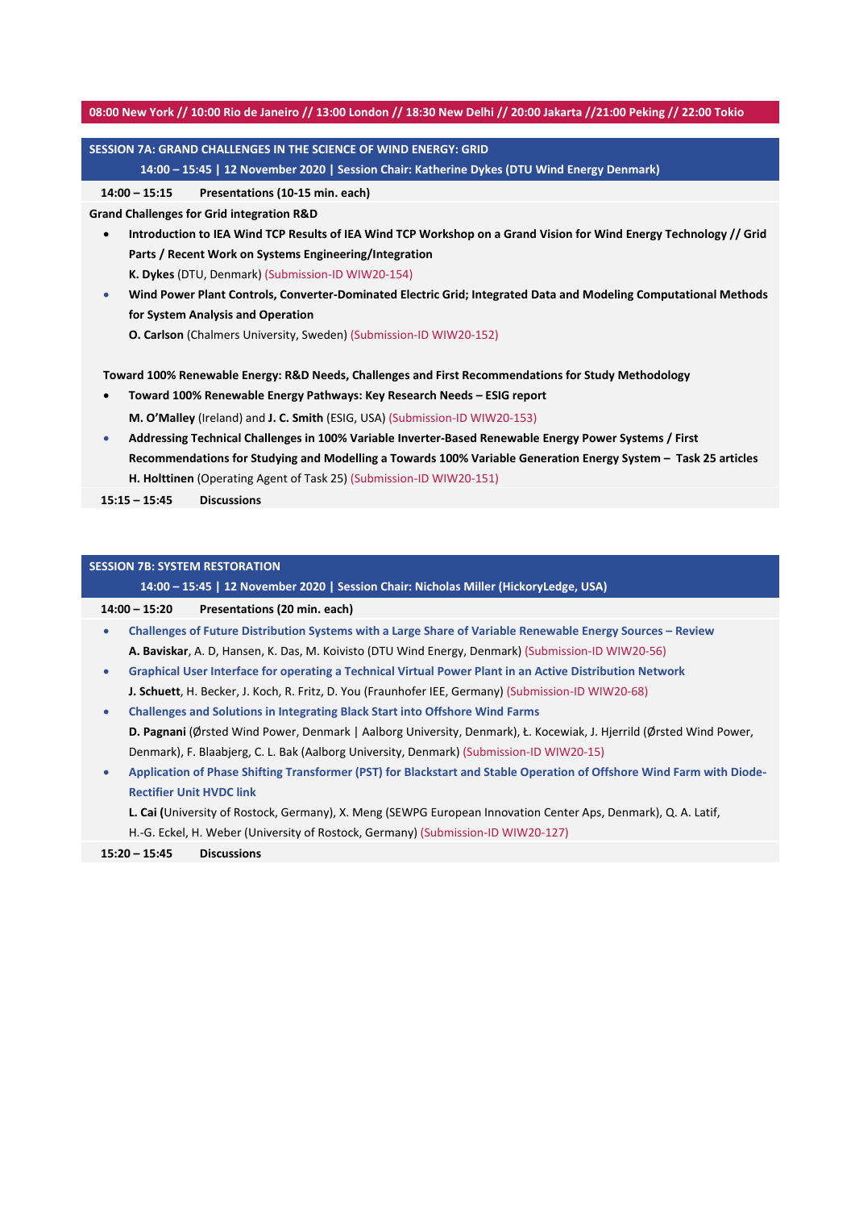**08:00 New York // 10:00 Rio de Janeiro // 13:00 London // 18:30 New Delhi // 20:00 Jakarta //21:00 Peking // 22:00 Tokio**

## SESSION 7A: GRAND CHALLENGES IN THE SCIENCE OF WIND ENERGY: GRID

**14:00 – 15:45 | 12 November 2020 | Session Chair: Katherine Dykes (DTU Wind Energy Denmark)**

**14:00 – 15:15 Presentations (10-15 min. each)**

**Grand Challenges for Grid integration R&D**

- **Introduction to IEA Wind TCP Results of IEA Wind TCP Workshop on a Grand Vision for Wind Energy Technology // Grid Parts / Recent Work on Systems Engineering/Integration**
  **K. Dykes** (DTU, Denmark) (Submission-ID WIW20-154)
- **Wind Power Plant Controls, Converter-Dominated Electric Grid; Integrated Data and Modeling Computational Methods for System Analysis and Operation**
  **O. Carlson** (Chalmers University, Sweden) (Submission-ID WIW20-152)

**Toward 100% Renewable Energy: R&D Needs, Challenges and First Recommendations for Study Methodology**

- **Toward 100% Renewable Energy Pathways: Key Research Needs – ESIG report**
  **M. O'Malley** (Ireland) and **J. C. Smith** (ESIG, USA) (Submission-ID WIW20-153)
- **Addressing Technical Challenges in 100% Variable Inverter-Based Renewable Energy Power Systems / First Recommendations for Studying and Modelling a Towards 100% Variable Generation Energy System – Task 25 articles**
  **H. Holttinen** (Operating Agent of Task 25) (Submission-ID WIW20-151)

**15:15 – 15:45 Discussions**

## SESSION 7B: SYSTEM RESTORATION

**14:00 – 15:45 | 12 November 2020 | Session Chair: Nicholas Miller (HickoryLedge, USA)**

**14:00 – 15:20 Presentations (20 min. each)**

- **Challenges of Future Distribution Systems with a Large Share of Variable Renewable Energy Sources – Review**
  **A. Baviskar**, A. D, Hansen, K. Das, M. Koivisto (DTU Wind Energy, Denmark) (Submission-ID WIW20-56)
- **Graphical User Interface for operating a Technical Virtual Power Plant in an Active Distribution Network**
  **J. Schuett**, H. Becker, J. Koch, R. Fritz, D. You (Fraunhofer IEE, Germany) (Submission-ID WIW20-68)
- **Challenges and Solutions in Integrating Black Start into Offshore Wind Farms**
  **D. Pagnani** (Ørsted Wind Power, Denmark | Aalborg University, Denmark), Ł. Kocewiak, J. Hjerrild (Ørsted Wind Power, Denmark), F. Blaabjerg, C. L. Bak (Aalborg University, Denmark) (Submission-ID WIW20-15)
- **Application of Phase Shifting Transformer (PST) for Blackstart and Stable Operation of Offshore Wind Farm with Diode-Rectifier Unit HVDC link**
  **L. Cai (**University of Rostock, Germany), X. Meng (SEWPG European Innovation Center Aps, Denmark), Q. A. Latif, H.-G. Eckel, H. Weber (University of Rostock, Germany) (Submission-ID WIW20-127)

**15:20 – 15:45 Discussions**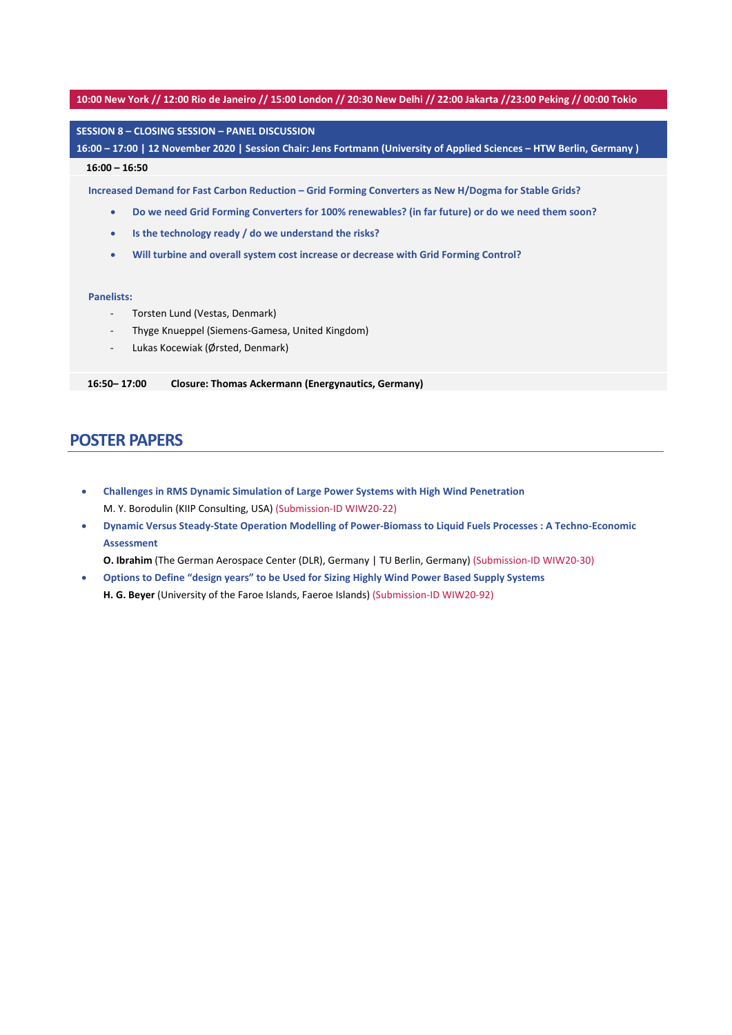**10:00 New York // 12:00 Rio de Janeiro // 15:00 London // 20:30 New Delhi // 22:00 Jakarta //23:00 Peking // 00:00 Tokio**

**SESSION 8 – CLOSING SESSION – PANEL DISCUSSION**

**16:00 – 17:00 | 12 November 2020 | Session Chair: Jens Fortmann (University of Applied Sciences – HTW Berlin, Germany )**

**16:00 – 16:50**

**Increased Demand for Fast Carbon Reduction – Grid Forming Converters as New H/Dogma for Stable Grids?**

- **Do we need Grid Forming Converters for 100% renewables? (in far future) or do we need them soon?**
- **Is the technology ready / do we understand the risks?**
- **Will turbine and overall system cost increase or decrease with Grid Forming Control?**

**Panelists:**

- Torsten Lund (Vestas, Denmark)
- Thyge Knueppel (Siemens-Gamesa, United Kingdom)
- Lukas Kocewiak (Ørsted, Denmark)

**16:50– 17:00 Closure: Thomas Ackermann (Energynautics, Germany)**

## POSTER PAPERS

- **Challenges in RMS Dynamic Simulation of Large Power Systems with High Wind Penetration**
  M. Y. Borodulin (KIIP Consulting, USA) (Submission-ID WIW20-22)
- **Dynamic Versus Steady-State Operation Modelling of Power-Biomass to Liquid Fuels Processes : A Techno-Economic Assessment**
  **O. Ibrahim** (The German Aerospace Center (DLR), Germany | TU Berlin, Germany) (Submission-ID WIW20-30)
- **Options to Define "design years" to be Used for Sizing Highly Wind Power Based Supply Systems**
  **H. G. Beyer** (University of the Faroe Islands, Faeroe Islands) (Submission-ID WIW20-92)